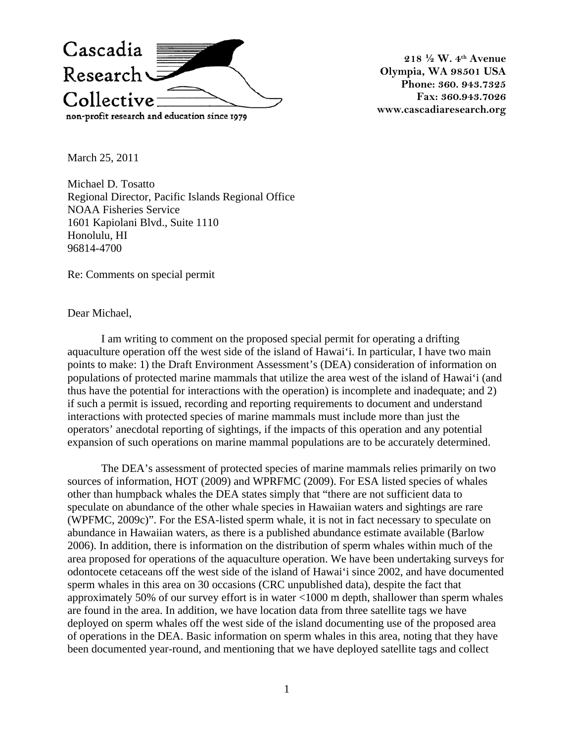Cascadia Research Collective
non-profit research and education since 1979

218 ½ W. 4th Avenue
Olympia, WA 98501 USA
Phone: 360. 943.7325
Fax: 360.943.7026
www.cascadiaresearch.org

March 25, 2011

Michael D. Tosatto
Regional Director, Pacific Islands Regional Office
NOAA Fisheries Service
1601 Kapiolani Blvd., Suite 1110
Honolulu, HI
96814-4700

Re: Comments on special permit

Dear Michael,

I am writing to comment on the proposed special permit for operating a drifting aquaculture operation off the west side of the island of Hawai'i. In particular, I have two main points to make: 1) the Draft Environment Assessment's (DEA) consideration of information on populations of protected marine mammals that utilize the area west of the island of Hawai'i (and thus have the potential for interactions with the operation) is incomplete and inadequate; and 2) if such a permit is issued, recording and reporting requirements to document and understand interactions with protected species of marine mammals must include more than just the operators' anecdotal reporting of sightings, if the impacts of this operation and any potential expansion of such operations on marine mammal populations are to be accurately determined.

The DEA's assessment of protected species of marine mammals relies primarily on two sources of information, HOT (2009) and WPRFMC (2009). For ESA listed species of whales other than humpback whales the DEA states simply that "there are not sufficient data to speculate on abundance of the other whale species in Hawaiian waters and sightings are rare (WPFMC, 2009c)". For the ESA-listed sperm whale, it is not in fact necessary to speculate on abundance in Hawaiian waters, as there is a published abundance estimate available (Barlow 2006). In addition, there is information on the distribution of sperm whales within much of the area proposed for operations of the aquaculture operation. We have been undertaking surveys for odontocete cetaceans off the west side of the island of Hawai'i since 2002, and have documented sperm whales in this area on 30 occasions (CRC unpublished data), despite the fact that approximately 50% of our survey effort is in water <1000 m depth, shallower than sperm whales are found in the area. In addition, we have location data from three satellite tags we have deployed on sperm whales off the west side of the island documenting use of the proposed area of operations in the DEA. Basic information on sperm whales in this area, noting that they have been documented year-round, and mentioning that we have deployed satellite tags and collect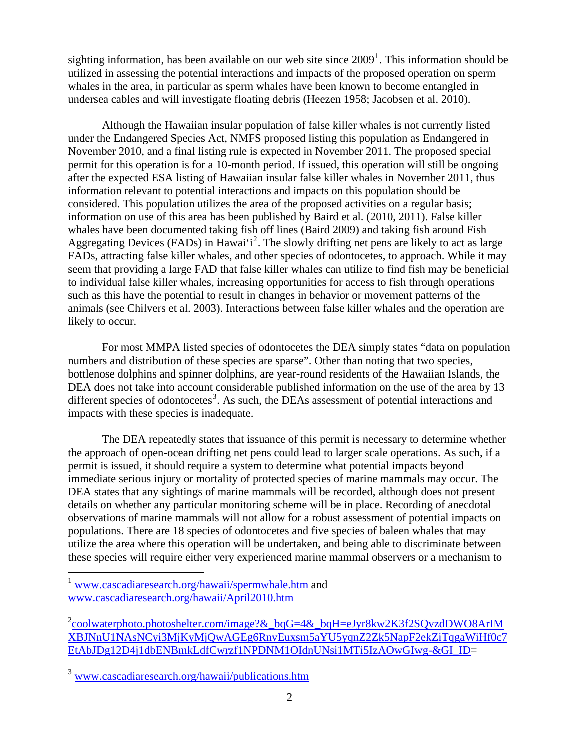sighting information, has been available on our web site since 2009[1]. This information should be utilized in assessing the potential interactions and impacts of the proposed operation on sperm whales in the area, in particular as sperm whales have been known to become entangled in undersea cables and will investigate floating debris (Heezen 1958; Jacobsen et al. 2010).

Although the Hawaiian insular population of false killer whales is not currently listed under the Endangered Species Act, NMFS proposed listing this population as Endangered in November 2010, and a final listing rule is expected in November 2011. The proposed special permit for this operation is for a 10-month period. If issued, this operation will still be ongoing after the expected ESA listing of Hawaiian insular false killer whales in November 2011, thus information relevant to potential interactions and impacts on this population should be considered. This population utilizes the area of the proposed activities on a regular basis; information on use of this area has been published by Baird et al. (2010, 2011). False killer whales have been documented taking fish off lines (Baird 2009) and taking fish around Fish Aggregating Devices (FADs) in Hawai'i[2]. The slowly drifting net pens are likely to act as large FADs, attracting false killer whales, and other species of odontocetes, to approach. While it may seem that providing a large FAD that false killer whales can utilize to find fish may be beneficial to individual false killer whales, increasing opportunities for access to fish through operations such as this have the potential to result in changes in behavior or movement patterns of the animals (see Chilvers et al. 2003). Interactions between false killer whales and the operation are likely to occur.

For most MMPA listed species of odontocetes the DEA simply states "data on population numbers and distribution of these species are sparse". Other than noting that two species, bottlenose dolphins and spinner dolphins, are year-round residents of the Hawaiian Islands, the DEA does not take into account considerable published information on the use of the area by 13 different species of odontocetes[3]. As such, the DEAs assessment of potential interactions and impacts with these species is inadequate.

The DEA repeatedly states that issuance of this permit is necessary to determine whether the approach of open-ocean drifting net pens could lead to larger scale operations. As such, if a permit is issued, it should require a system to determine what potential impacts beyond immediate serious injury or mortality of protected species of marine mammals may occur. The DEA states that any sightings of marine mammals will be recorded, although does not present details on whether any particular monitoring scheme will be in place. Recording of anecdotal observations of marine mammals will not allow for a robust assessment of potential impacts on populations. There are 18 species of odontocetes and five species of baleen whales that may utilize the area where this operation will be undertaken, and being able to discriminate between these species will require either very experienced marine mammal observers or a mechanism to

---

[1] www.cascadiaresearch.org/hawaii/spermwhale.htm and www.cascadiaresearch.org/hawaii/April2010.htm

[2] coolwaterphoto.photoshelter.com/image?&_bqG=4&_bqH=eJyr8kw2K3f2SQvzdDWO8ArIMXBJNnU1NAsNCyi3MjKyMjQwAGEg6RnvEuxsm5aYU5yqnZ2Zk5NapF2ekZiTqgaWiHf0c7EtAbJDg12D4j1dbENBmkLdfCwrzf1NPDNM1OIdnUNsi1MTi5IzAOwGIwg-&GI_ID=

[3] www.cascadiaresearch.org/hawaii/publications.htm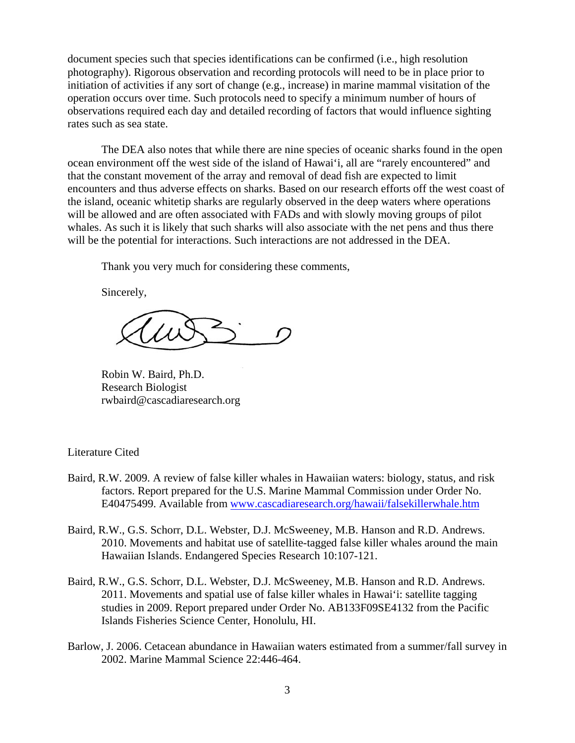document species such that species identifications can be confirmed (i.e., high resolution photography). Rigorous observation and recording protocols will need to be in place prior to initiation of activities if any sort of change (e.g., increase) in marine mammal visitation of the operation occurs over time. Such protocols need to specify a minimum number of hours of observations required each day and detailed recording of factors that would influence sighting rates such as sea state.

The DEA also notes that while there are nine species of oceanic sharks found in the open ocean environment off the west side of the island of Hawai'i, all are "rarely encountered" and that the constant movement of the array and removal of dead fish are expected to limit encounters and thus adverse effects on sharks. Based on our research efforts off the west coast of the island, oceanic whitetip sharks are regularly observed in the deep waters where operations will be allowed and are often associated with FADs and with slowly moving groups of pilot whales. As such it is likely that such sharks will also associate with the net pens and thus there will be the potential for interactions. Such interactions are not addressed in the DEA.

Thank you very much for considering these comments,

Sincerely,

Robin W. Baird, Ph.D.
Research Biologist
rwbaird@cascadiaresearch.org

Literature Cited

Baird, R.W. 2009. A review of false killer whales in Hawaiian waters: biology, status, and risk factors. Report prepared for the U.S. Marine Mammal Commission under Order No. E40475499. Available from www.cascadiaresearch.org/hawaii/falsekillerwhale.htm

Baird, R.W., G.S. Schorr, D.L. Webster, D.J. McSweeney, M.B. Hanson and R.D. Andrews. 2010. Movements and habitat use of satellite-tagged false killer whales around the main Hawaiian Islands. Endangered Species Research 10:107-121.

Baird, R.W., G.S. Schorr, D.L. Webster, D.J. McSweeney, M.B. Hanson and R.D. Andrews. 2011. Movements and spatial use of false killer whales in Hawai'i: satellite tagging studies in 2009. Report prepared under Order No. AB133F09SE4132 from the Pacific Islands Fisheries Science Center, Honolulu, HI.

Barlow, J. 2006. Cetacean abundance in Hawaiian waters estimated from a summer/fall survey in 2002. Marine Mammal Science 22:446-464.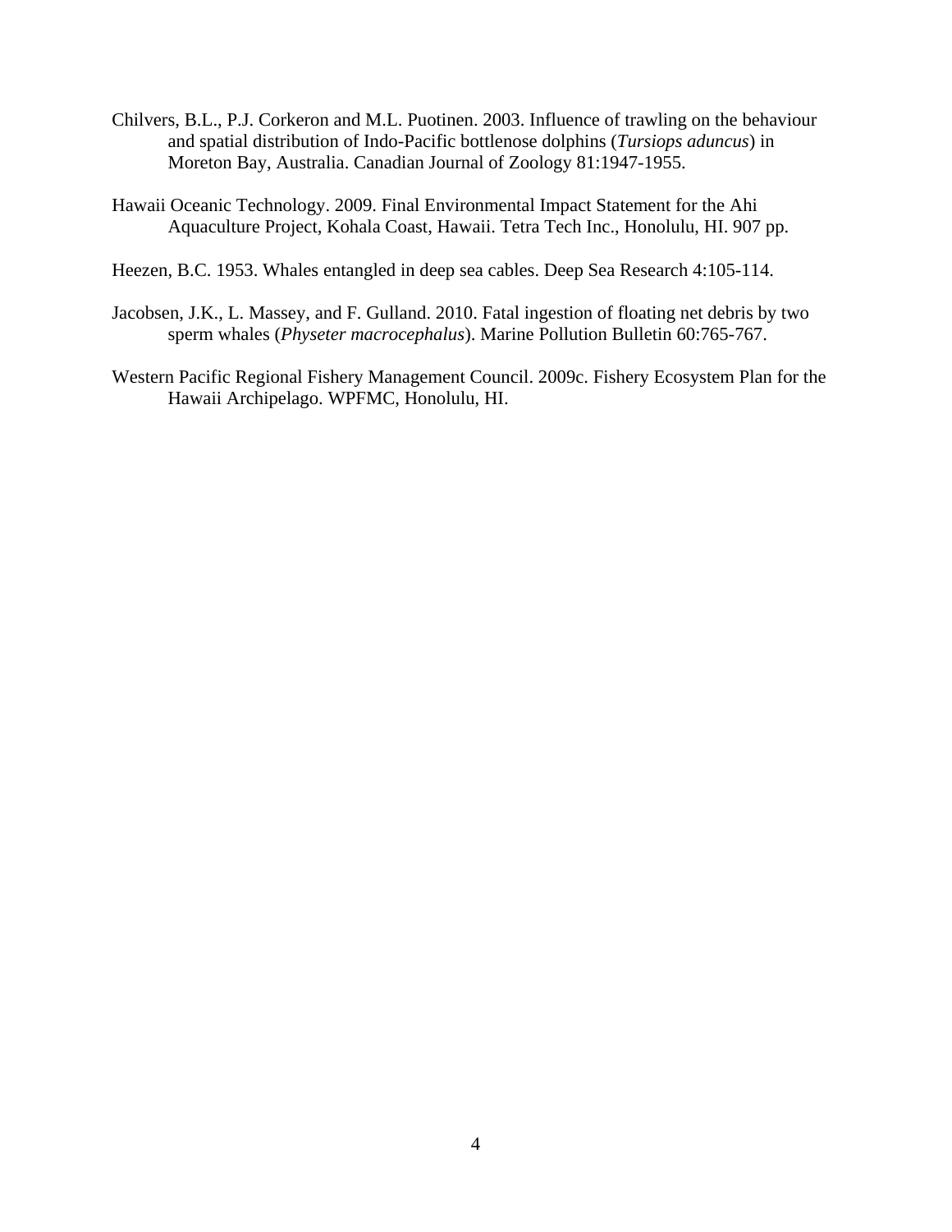Chilvers, B.L., P.J. Corkeron and M.L. Puotinen. 2003. Influence of trawling on the behaviour and spatial distribution of Indo-Pacific bottlenose dolphins (*Tursiops aduncus*) in Moreton Bay, Australia. Canadian Journal of Zoology 81:1947-1955.

Hawaii Oceanic Technology. 2009. Final Environmental Impact Statement for the Ahi Aquaculture Project, Kohala Coast, Hawaii. Tetra Tech Inc., Honolulu, HI. 907 pp.

Heezen, B.C. 1953. Whales entangled in deep sea cables. Deep Sea Research 4:105-114.

Jacobsen, J.K., L. Massey, and F. Gulland. 2010. Fatal ingestion of floating net debris by two sperm whales (*Physeter macrocephalus*). Marine Pollution Bulletin 60:765-767.

Western Pacific Regional Fishery Management Council. 2009c. Fishery Ecosystem Plan for the Hawaii Archipelago. WPFMC, Honolulu, HI.